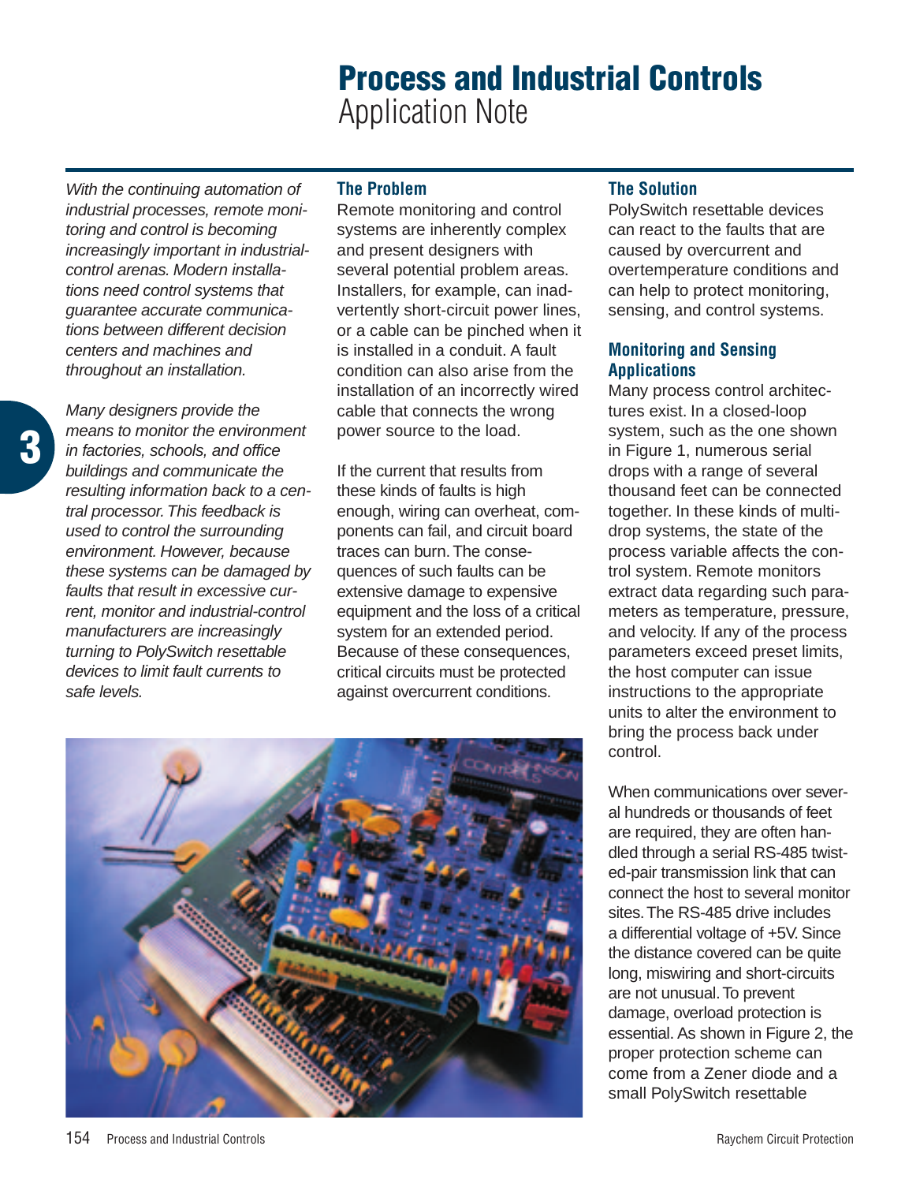# Process and Industrial Controls

Application Note

*With the continuing automation of industrial processes, remote monitoring and control is becoming increasingly important in industrial-control arenas. Modern installations need control systems that guarantee accurate communications between different decision centers and machines and throughout an installation.*

*Many designers provide the means to monitor the environment in factories, schools, and office buildings and communicate the resulting information back to a central processor. This feedback is used to control the surrounding environment. However, because these systems can be damaged by faults that result in excessive current, monitor and industrial-control manufacturers are increasingly turning to PolySwitch resettable devices to limit fault currents to safe levels.*

## The Problem

Remote monitoring and control systems are inherently complex and present designers with several potential problem areas. Installers, for example, can inadvertently short-circuit power lines, or a cable can be pinched when it is installed in a conduit. A fault condition can also arise from the installation of an incorrectly wired cable that connects the wrong power source to the load.

If the current that results from these kinds of faults is high enough, wiring can overheat, components can fail, and circuit board traces can burn. The consequences of such faults can be extensive damage to expensive equipment and the loss of a critical system for an extended period. Because of these consequences, critical circuits must be protected against overcurrent conditions.

## The Solution

PolySwitch resettable devices can react to the faults that are caused by overcurrent and overtemperature conditions and can help to protect monitoring, sensing, and control systems.

## Monitoring and Sensing Applications

Many process control architectures exist. In a closed-loop system, such as the one shown in Figure 1, numerous serial drops with a range of several thousand feet can be connected together. In these kinds of multidrop systems, the state of the process variable affects the control system. Remote monitors extract data regarding such parameters as temperature, pressure, and velocity. If any of the process parameters exceed preset limits, the host computer can issue instructions to the appropriate units to alter the environment to bring the process back under control.

When communications over several hundreds or thousands of feet are required, they are often handled through a serial RS-485 twisted-pair transmission link that can connect the host to several monitor sites. The RS-485 drive includes a differential voltage of +5V. Since the distance covered can be quite long, miswiring and short-circuits are not unusual. To prevent damage, overload protection is essential. As shown in Figure 2, the proper protection scheme can come from a Zener diode and a small PolySwitch resettable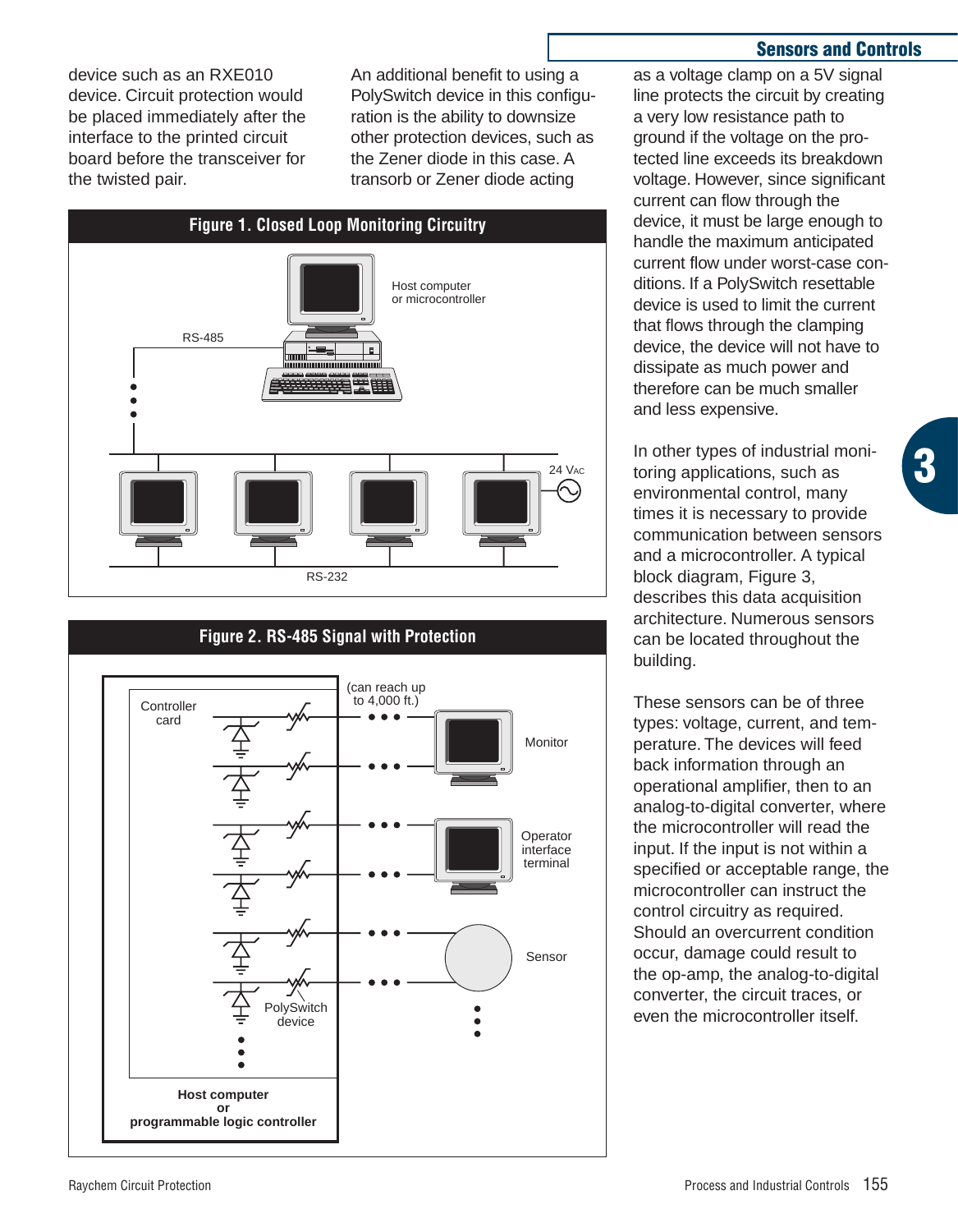device such as an RXE010 device. Circuit protection would be placed immediately after the interface to the printed circuit board before the transceiver for the twisted pair.

An additional benefit to using a PolySwitch device in this configuration is the ability to downsize other protection devices, such as the Zener diode in this case. A transorb or Zener diode acting as a voltage clamp on a 5V signal line protects the circuit by creating a very low resistance path to ground if the voltage on the protected line exceeds its breakdown voltage. However, since significant current can flow through the device, it must be large enough to handle the maximum anticipated current flow under worst-case conditions. If a PolySwitch resettable device is used to limit the current that flows through the clamping device, the device will not have to dissipate as much power and therefore can be much smaller and less expensive.

**Figure 1. Closed Loop Monitoring Circuitry**

Host computer or microcontroller

RS-485

24 VAC

RS-232

**Figure 2. RS-485 Signal with Protection**

Controller card

(can reach up to 4,000 ft.)

Monitor

Operator interface terminal

Sensor

PolySwitch device

**Host computer or programmable logic controller**

In other types of industrial monitoring applications, such as environmental control, many times it is necessary to provide communication between sensors and a microcontroller. A typical block diagram, Figure 3, describes this data acquisition architecture. Numerous sensors can be located throughout the building.

These sensors can be of three types: voltage, current, and temperature. The devices will feed back information through an operational amplifier, then to an analog-to-digital converter, where the microcontroller will read the input. If the input is not within a specified or acceptable range, the microcontroller can instruct the control circuitry as required. Should an overcurrent condition occur, damage could result to the op-amp, the analog-to-digital converter, the circuit traces, or even the microcontroller itself.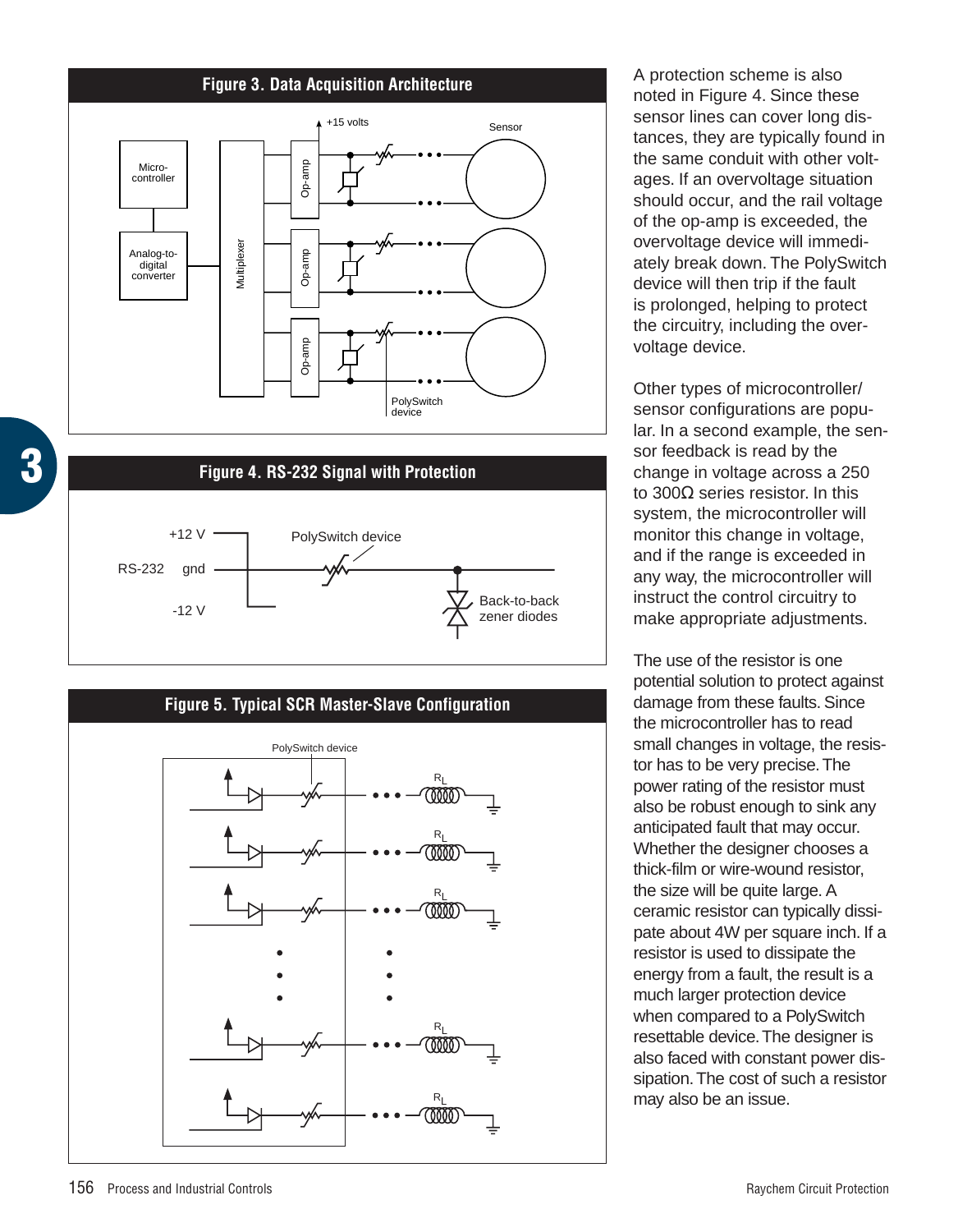**Figure 3. Data Acquisition Architecture**

**Figure 4. RS-232 Signal with Protection**

**Figure 5. Typical SCR Master-Slave Configuration**

A protection scheme is also noted in Figure 4. Since these sensor lines can cover long distances, they are typically found in the same conduit with other voltages. If an overvoltage situation should occur, and the rail voltage of the op-amp is exceeded, the overvoltage device will immediately break down. The PolySwitch device will then trip if the fault is prolonged, helping to protect the circuitry, including the overvoltage device.

Other types of microcontroller/sensor configurations are popular. In a second example, the sensor feedback is read by the change in voltage across a 250 to 300Ω series resistor. In this system, the microcontroller will monitor this change in voltage, and if the range is exceeded in any way, the microcontroller will instruct the control circuitry to make appropriate adjustments.

The use of the resistor is one potential solution to protect against damage from these faults. Since the microcontroller has to read small changes in voltage, the resistor has to be very precise. The power rating of the resistor must also be robust enough to sink any anticipated fault that may occur. Whether the designer chooses a thick-film or wire-wound resistor, the size will be quite large. A ceramic resistor can typically dissipate about 4W per square inch. If a resistor is used to dissipate the energy from a fault, the result is a much larger protection device when compared to a PolySwitch resettable device. The designer is also faced with constant power dissipation. The cost of such a resistor may also be an issue.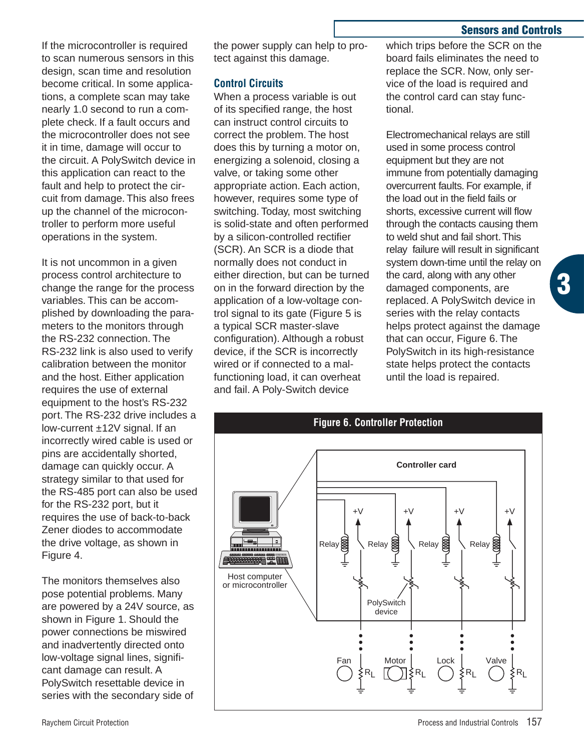If the microcontroller is required to scan numerous sensors in this design, scan time and resolution become critical. In some applications, a complete scan may take nearly 1.0 second to run a complete check. If a fault occurs and the microcontroller does not see it in time, damage will occur to the circuit. A PolySwitch device in this application can react to the fault and help to protect the circuit from damage. This also frees up the channel of the microcontroller to perform more useful operations in the system.

It is not uncommon in a given process control architecture to change the range for the process variables. This can be accomplished by downloading the parameters to the monitors through the RS-232 connection. The RS-232 link is also used to verify calibration between the monitor and the host. Either application requires the use of external equipment to the host's RS-232 port. The RS-232 drive includes a low-current ±12V signal. If an incorrectly wired cable is used or pins are accidentally shorted, damage can quickly occur. A strategy similar to that used for the RS-485 port can also be used for the RS-232 port, but it requires the use of back-to-back Zener diodes to accommodate the drive voltage, as shown in Figure 4.

The monitors themselves also pose potential problems. Many are powered by a 24V source, as shown in Figure 1. Should the power connections be miswired and inadvertently directed onto low-voltage signal lines, significant damage can result. A PolySwitch resettable device in series with the secondary side of the power supply can help to protect against this damage.

## Control Circuits

When a process variable is out of its specified range, the host can instruct control circuits to correct the problem. The host does this by turning a motor on, energizing a solenoid, closing a valve, or taking some other appropriate action. Each action, however, requires some type of switching. Today, most switching is solid-state and often performed by a silicon-controlled rectifier (SCR). An SCR is a diode that normally does not conduct in either direction, but can be turned on in the forward direction by the application of a low-voltage control signal to its gate (Figure 5 is a typical SCR master-slave configuration). Although a robust device, if the SCR is incorrectly wired or if connected to a malfunctioning load, it can overheat and fail. A Poly-Switch device which trips before the SCR on the board fails eliminates the need to replace the SCR. Now, only service of the load is required and the control card can stay functional.

Electromechanical relays are still used in some process control equipment but they are not immune from potentially damaging overcurrent faults. For example, if the load out in the field fails or shorts, excessive current will flow through the contacts causing them to weld shut and fail short. This relay failure will result in significant system down-time until the relay on the card, along with any other damaged components, are replaced. A PolySwitch device in series with the relay contacts helps protect against the damage that can occur, Figure 6. The PolySwitch in its high-resistance state helps protect the contacts until the load is repaired.

**Figure 6. Controller Protection**

Controller card

Host computer or microcontroller

Relay +V Relay +V Relay +V Relay +V

PolySwitch device

Fan $R_L$ Motor $R_L$ Lock $R_L$ Valve $R_L$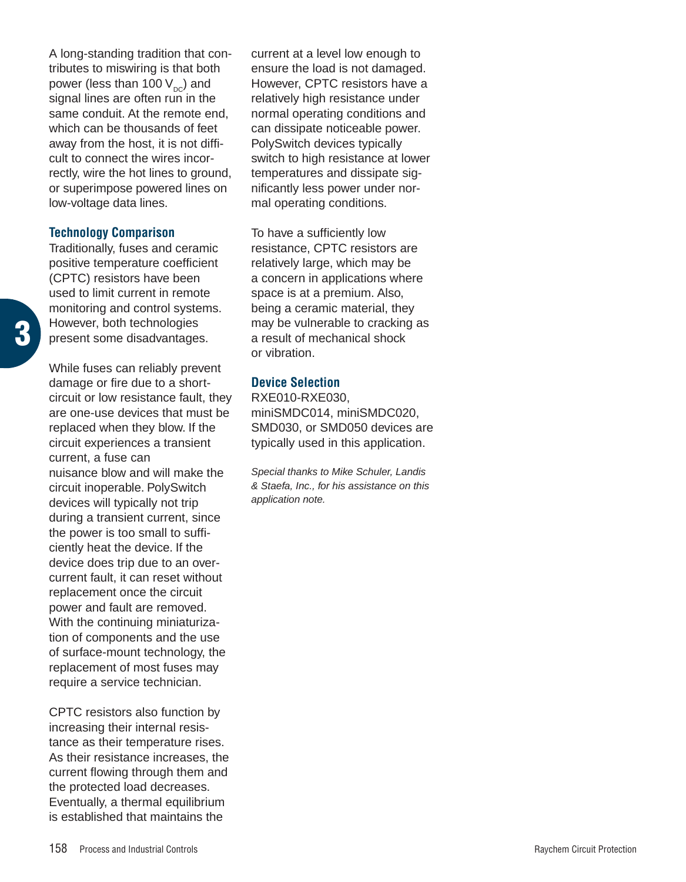A long-standing tradition that contributes to miswiring is that both power (less than 100 $V_{DC}$) and signal lines are often run in the same conduit. At the remote end, which can be thousands of feet away from the host, it is not difficult to connect the wires incorrectly, wire the hot lines to ground, or superimpose powered lines on low-voltage data lines.

### Technology Comparison

Traditionally, fuses and ceramic positive temperature coefficient (CPTC) resistors have been used to limit current in remote monitoring and control systems. However, both technologies present some disadvantages.

While fuses can reliably prevent damage or fire due to a short-circuit or low resistance fault, they are one-use devices that must be replaced when they blow. If the circuit experiences a transient current, a fuse can nuisance blow and will make the circuit inoperable. PolySwitch devices will typically not trip during a transient current, since the power is too small to sufficiently heat the device. If the device does trip due to an over-current fault, it can reset without replacement once the circuit power and fault are removed. With the continuing miniaturization of components and the use of surface-mount technology, the replacement of most fuses may require a service technician.

CPTC resistors also function by increasing their internal resistance as their temperature rises. As their resistance increases, the current flowing through them and the protected load decreases. Eventually, a thermal equilibrium is established that maintains the current at a level low enough to ensure the load is not damaged. However, CPTC resistors have a relatively high resistance under normal operating conditions and can dissipate noticeable power. PolySwitch devices typically switch to high resistance at lower temperatures and dissipate significantly less power under normal operating conditions.

To have a sufficiently low resistance, CPTC resistors are relatively large, which may be a concern in applications where space is at a premium. Also, being a ceramic material, they may be vulnerable to cracking as a result of mechanical shock or vibration.

### Device Selection

RXE010-RXE030, miniSMDC014, miniSMDC020, SMD030, or SMD050 devices are typically used in this application.

*Special thanks to Mike Schuler, Landis & Staefa, Inc., for his assistance on this application note.*